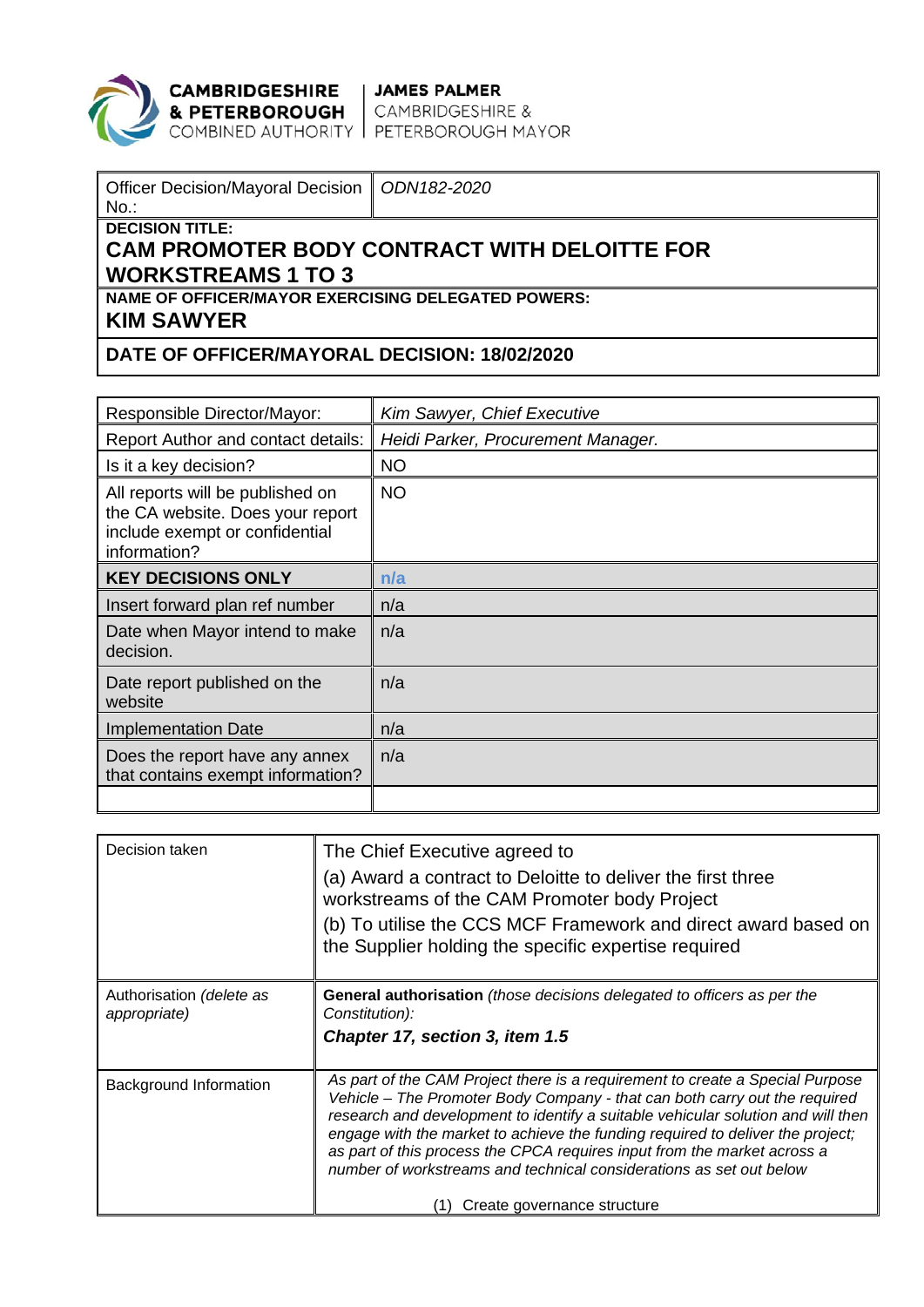**CAMBRIDGESHIRE & PETERBOROUGH** COMBINED AUTHORITY | **JAMES PALMER** CAMBRIDGESHIRE & PETERBOROUGH MAYOR

| Officer Decision/Mayoral Decision No.: | *ODN182-2020* |
|---|---|
| **DECISION TITLE:** **CAM PROMOTER BODY CONTRACT WITH DELOITTE FOR WORKSTREAMS 1 TO 3** | |
| **NAME OF OFFICER/MAYOR EXERCISING DELEGATED POWERS:** **KIM SAWYER** | |
| **DATE OF OFFICER/MAYORAL DECISION: 18/02/2020** | |

| Responsible Director/Mayor: | *Kim Sawyer, Chief Executive* |
|---|---|
| Report Author and contact details: | *Heidi Parker, Procurement Manager.* |
| Is it a key decision? | NO |
| All reports will be published on the CA website. Does your report include exempt or confidential information? | NO |
| **KEY DECISIONS ONLY** | **n/a** |
| Insert forward plan ref number | n/a |
| Date when Mayor intend to make decision. | n/a |
| Date report published on the website | n/a |
| Implementation Date | n/a |
| Does the report have any annex that contains exempt information? | n/a |
| | |

| Decision taken | The Chief Executive agreed to<br>(a) Award a contract to Deloitte to deliver the first three workstreams of the CAM Promoter body Project<br>(b) To utilise the CCS MCF Framework and direct award based on the Supplier holding the specific expertise required |
|---|---|
| Authorisation *(delete as appropriate)* | **General authorisation** *(those decisions delegated to officers as per the Constitution):*<br>***Chapter 17, section 3, item 1.5*** |
| Background Information | *As part of the CAM Project there is a requirement to create a Special Purpose Vehicle – The Promoter Body Company - that can both carry out the required research and development to identify a suitable vehicular solution and will then engage with the market to achieve the funding required to deliver the project; as part of this process the CPCA requires input from the market across a number of workstreams and technical considerations as set out below*<br>(1) Create governance structure |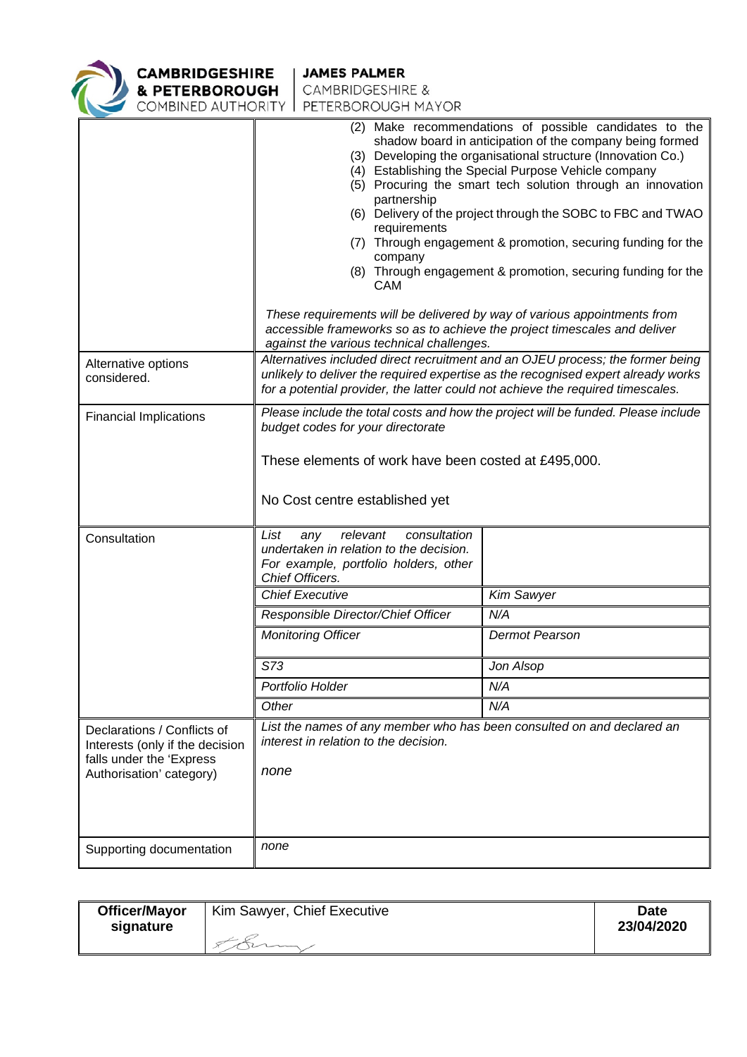| | | |
|---|---|---|
| | (2) Make recommendations of possible candidates to the shadow board in anticipation of the company being formed<br>(3) Developing the organisational structure (Innovation Co.)<br>(4) Establishing the Special Purpose Vehicle company<br>(5) Procuring the smart tech solution through an innovation partnership<br>(6) Delivery of the project through the SOBC to FBC and TWAO requirements<br>(7) Through engagement & promotion, securing funding for the company<br>(8) Through engagement & promotion, securing funding for the CAM<br><br>*These requirements will be delivered by way of various appointments from accessible frameworks so as to achieve the project timescales and deliver against the various technical challenges.* | |
| Alternative options considered. | *Alternatives included direct recruitment and an OJEU process; the former being unlikely to deliver the required expertise as the recognised expert already works for a potential provider, the latter could not achieve the required timescales.* | |
| Financial Implications | *Please include the total costs and how the project will be funded. Please include budget codes for your directorate*<br><br>These elements of work have been costed at £495,000.<br><br>No Cost centre established yet | |
| Consultation | *List any relevant consultation undertaken in relation to the decision. For example, portfolio holders, other Chief Officers.* | |
| | *Chief Executive* | *Kim Sawyer* |
| | *Responsible Director/Chief Officer* | *N/A* |
| | *Monitoring Officer* | *Dermot Pearson* |
| | *S73* | *Jon Alsop* |
| | *Portfolio Holder* | *N/A* |
| | *Other* | *N/A* |
| Declarations / Conflicts of Interests (only if the decision falls under the 'Express Authorisation' category) | *List the names of any member who has been consulted on and declared an interest in relation to the decision.*<br><br>*none* | |
| Supporting documentation | *none* | |

| **Officer/Mayor signature** | Kim Sawyer, Chief Executive | **Date 23/04/2020** |
|---|---|---|